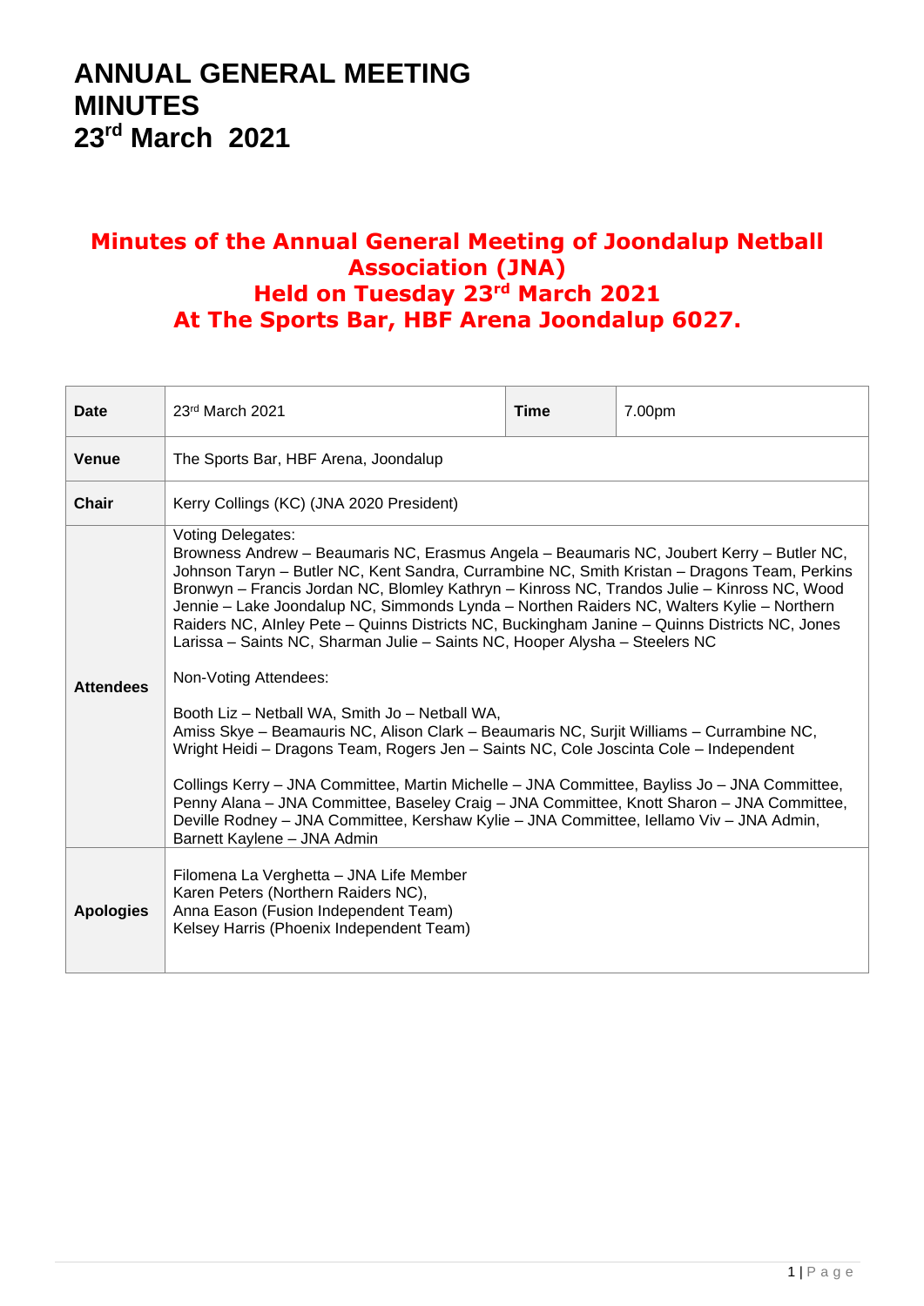# ANNUAL GENERAL MEETING MINUTES 23rd March 2021

## Minutes of the Annual General Meeting of Joondalup Netball Association (JNA) Held on Tuesday 23rd March 2021 At The Sports Bar, HBF Arena Joondalup 6027.

| | | | |
|---|---|---|---|
| **Date** | 23rd March 2021 | **Time** | 7.00pm |
| **Venue** | The Sports Bar, HBF Arena, Joondalup | | |
| **Chair** | Kerry Collings (KC) (JNA 2020 President) | | |
| **Attendees** | Voting Delegates:<br>Browness Andrew – Beaumaris NC, Erasmus Angela – Beaumaris NC, Joubert Kerry – Butler NC, Johnson Taryn – Butler NC, Kent Sandra, Currambine NC, Smith Kristan – Dragons Team, Perkins Bronwyn – Francis Jordan NC, Blomley Kathryn – Kinross NC, Trandos Julie – Kinross NC, Wood Jennie – Lake Joondalup NC, Simmonds Lynda – Northen Raiders NC, Walters Kylie – Northern Raiders NC, Alnley Pete – Quinns Districts NC, Buckingham Janine – Quinns Districts NC, Jones Larissa – Saints NC, Sharman Julie – Saints NC, Hooper Alysha – Steelers NC<br><br>Non-Voting Attendees:<br><br>Booth Liz – Netball WA, Smith Jo – Netball WA,<br>Amiss Skye – Beamauris NC, Alison Clark – Beaumaris NC, Surjit Williams – Currambine NC, Wright Heidi – Dragons Team, Rogers Jen – Saints NC, Cole Joscinta Cole – Independent<br><br>Collings Kerry – JNA Committee, Martin Michelle – JNA Committee, Bayliss Jo – JNA Committee, Penny Alana – JNA Committee, Baseley Craig – JNA Committee, Knott Sharon – JNA Committee, Deville Rodney – JNA Committee, Kershaw Kylie – JNA Committee, Iellamo Viv – JNA Admin, Barnett Kaylene – JNA Admin | | |
| **Apologies** | Filomena La Verghetta – JNA Life Member<br>Karen Peters (Northern Raiders NC),<br>Anna Eason (Fusion Independent Team)<br>Kelsey Harris (Phoenix Independent Team) | | |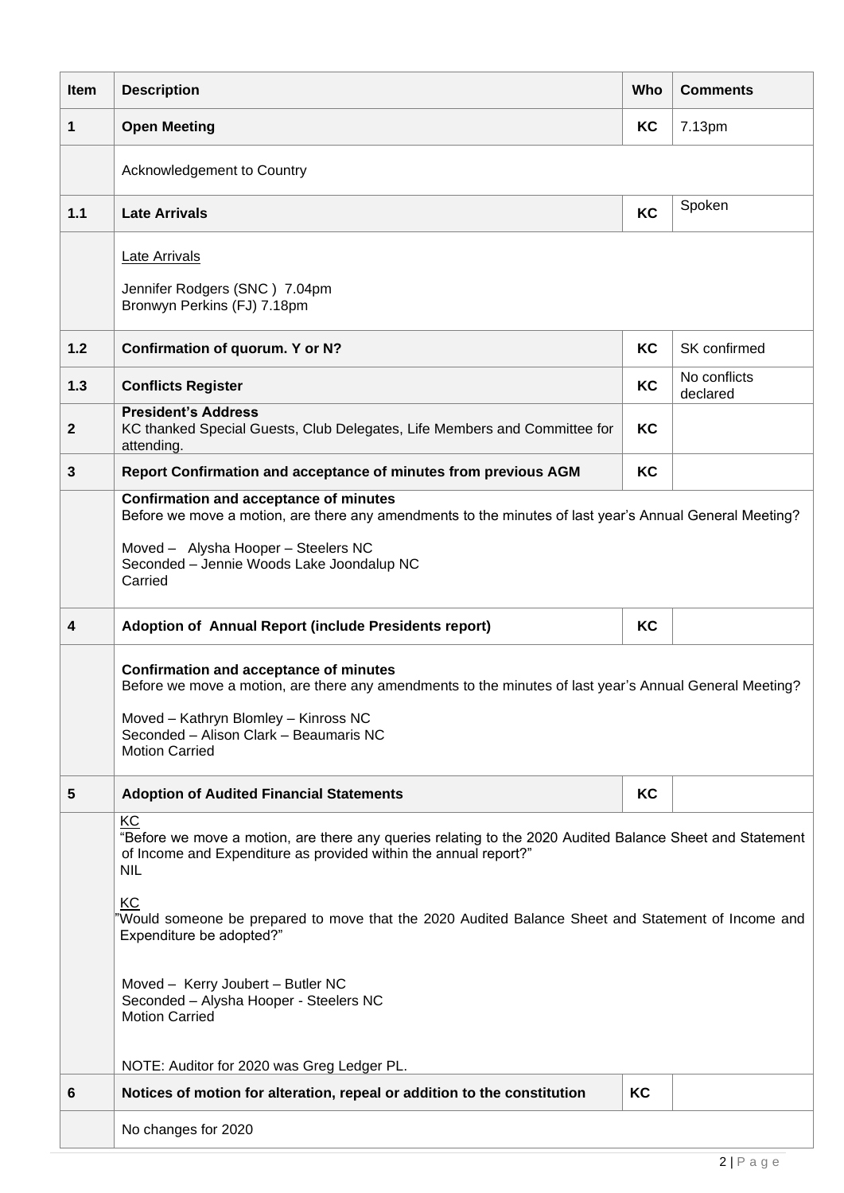| Item | Description | Who | Comments |
|---|---|---|---|
| **1** | **Open Meeting** | **KC** | 7.13pm |
| | Acknowledgement to Country | | |
| **1.1** | **Late Arrivals** | **KC** | Spoken |
| | Late Arrivals<br><br>Jennifer Rodgers (SNC ) 7.04pm<br>Bronwyn Perkins (FJ) 7.18pm | | |
| **1.2** | **Confirmation of quorum. Y or N?** | **KC** | SK confirmed |
| **1.3** | **Conflicts Register** | **KC** | No conflicts declared |
| **2** | **President's Address**<br>KC thanked Special Guests, Club Delegates, Life Members and Committee for attending. | **KC** | |
| **3** | **Report Confirmation and acceptance of minutes from previous AGM** | **KC** | |
| | **Confirmation and acceptance of minutes**<br>Before we move a motion, are there any amendments to the minutes of last year's Annual General Meeting?<br><br>Moved – Alysha Hooper – Steelers NC<br>Seconded – Jennie Woods Lake Joondalup NC<br>Carried | | |
| **4** | **Adoption of Annual Report (include Presidents report)** | **KC** | |
| | **Confirmation and acceptance of minutes**<br>Before we move a motion, are there any amendments to the minutes of last year's Annual General Meeting?<br><br>Moved – Kathryn Blomley – Kinross NC<br>Seconded – Alison Clark – Beaumaris NC<br>Motion Carried | | |
| **5** | **Adoption of Audited Financial Statements** | **KC** | |
| | KC<br>"Before we move a motion, are there any queries relating to the 2020 Audited Balance Sheet and Statement of Income and Expenditure as provided within the annual report?"<br>NIL<br><br>KC<br>"Would someone be prepared to move that the 2020 Audited Balance Sheet and Statement of Income and Expenditure be adopted?"<br><br>Moved – Kerry Joubert – Butler NC<br>Seconded – Alysha Hooper - Steelers NC<br>Motion Carried<br><br>NOTE: Auditor for 2020 was Greg Ledger PL. | | |
| **6** | **Notices of motion for alteration, repeal or addition to the constitution** | **KC** | |
| | No changes for 2020 | | |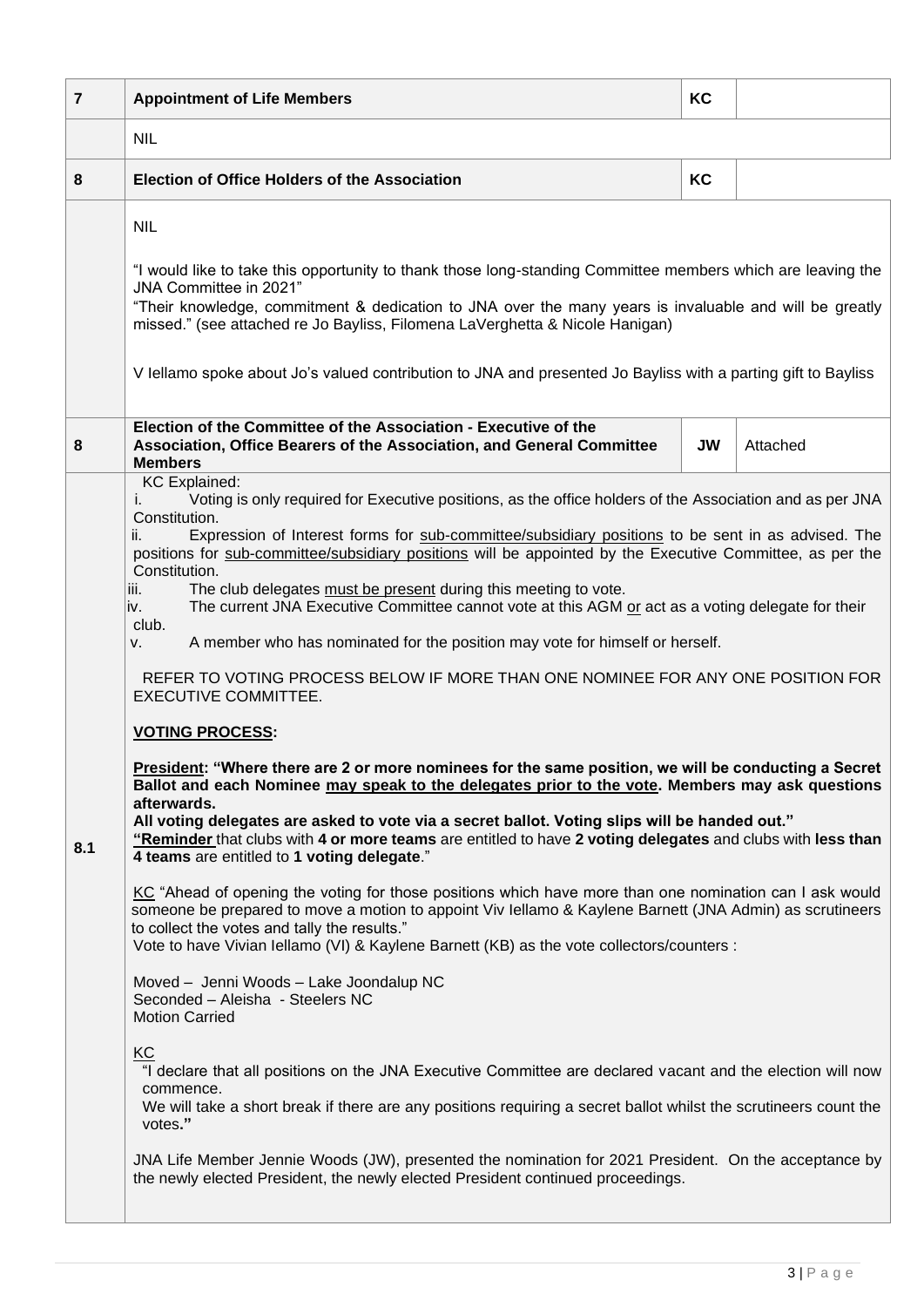| | | | |
|---|---|---|---|
| **7** | **Appointment of Life Members** | **KC** | |
| | NIL | | |
| **8** | **Election of Office Holders of the Association** | **KC** | |
| | NIL<br><br>"I would like to take this opportunity to thank those long-standing Committee members which are leaving the JNA Committee in 2021"<br>"Their knowledge, commitment & dedication to JNA over the many years is invaluable and will be greatly missed." (see attached re Jo Bayliss, Filomena LaVerghetta & Nicole Hanigan)<br><br>V Iellamo spoke about Jo's valued contribution to JNA and presented Jo Bayliss with a parting gift to Bayliss | | |
| **8** | **Election of the Committee of the Association - Executive of the Association, Office Bearers of the Association, and General Committee Members** | **JW** | Attached |
| **8.1** | KC Explained:<br>i. Voting is only required for Executive positions, as the office holders of the Association and as per JNA Constitution.<br>ii. Expression of Interest forms for <u>sub-committee/subsidiary positions</u> to be sent in as advised. The positions for <u>sub-committee/subsidiary positions</u> will be appointed by the Executive Committee, as per the Constitution.<br>iii. The club delegates <u>must be present</u> during this meeting to vote.<br>iv. The current JNA Executive Committee cannot vote at this AGM <u>or</u> act as a voting delegate for their club.<br>v. A member who has nominated for the position may vote for himself or herself.<br><br>REFER TO VOTING PROCESS BELOW IF MORE THAN ONE NOMINEE FOR ANY ONE POSITION FOR EXECUTIVE COMMITTEE.<br><br>**<u>VOTING PROCESS</u>:**<br><br>**<u>President</u>: "Where there are 2 or more nominees for the same position, we will be conducting a Secret Ballot and each Nominee <u>may speak to the delegates prior to the vote</u>. Members may ask questions afterwards.**<br>**All voting delegates are asked to vote via a secret ballot. Voting slips will be handed out."**<br>**"<u>Reminder</u>** that clubs with **4 or more teams** are entitled to have **2 voting delegates** and clubs with **less than 4 teams** are entitled to **1 voting delegate**."<br><br><u>KC</u> "Ahead of opening the voting for those positions which have more than one nomination can I ask would someone be prepared to move a motion to appoint Viv Iellamo & Kaylene Barnett (JNA Admin) as scrutineers to collect the votes and tally the results."<br>Vote to have Vivian Iellamo (VI) & Kaylene Barnett (KB) as the vote collectors/counters :<br><br>Moved – Jenni Woods – Lake Joondalup NC<br>Seconded – Aleisha - Steelers NC<br>Motion Carried<br><br><u>KC</u><br>"I declare that all positions on the JNA Executive Committee are declared vacant and the election will now commence.<br>We will take a short break if there are any positions requiring a secret ballot whilst the scrutineers count the votes**."**<br><br>JNA Life Member Jennie Woods (JW), presented the nomination for 2021 President. On the acceptance by the newly elected President, the newly elected President continued proceedings. | | |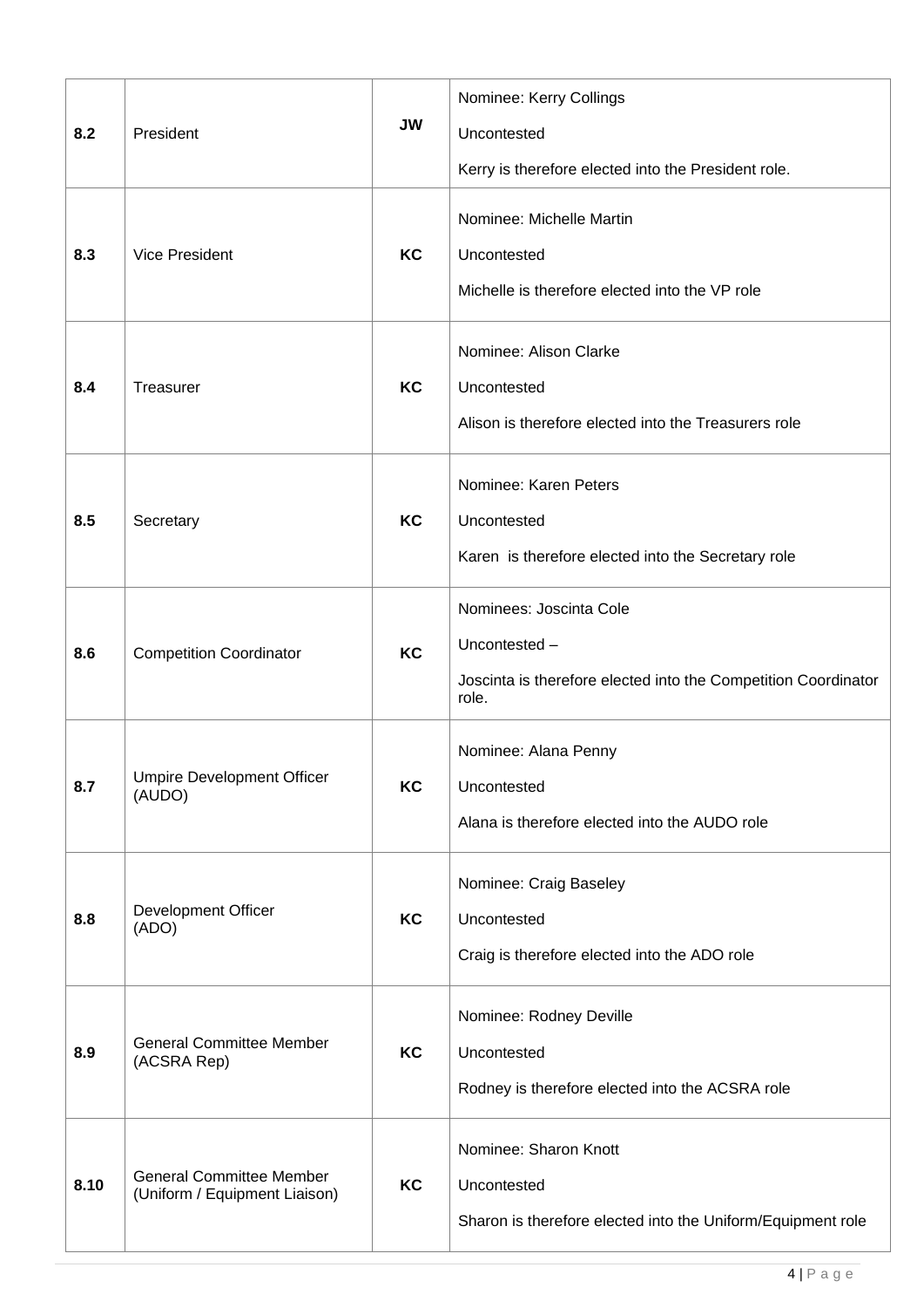| | | | |
|---|---|---|---|
| **8.2** | President | **JW** | Nominee: Kerry Collings<br>Uncontested<br>Kerry is therefore elected into the President role. |
| **8.3** | Vice President | **KC** | Nominee: Michelle Martin<br>Uncontested<br>Michelle is therefore elected into the VP role |
| **8.4** | Treasurer | **KC** | Nominee: Alison Clarke<br>Uncontested<br>Alison is therefore elected into the Treasurers role |
| **8.5** | Secretary | **KC** | Nominee: Karen Peters<br>Uncontested<br>Karen is therefore elected into the Secretary role |
| **8.6** | Competition Coordinator | **KC** | Nominees: Joscinta Cole<br>Uncontested –<br>Joscinta is therefore elected into the Competition Coordinator role. |
| **8.7** | Umpire Development Officer (AUDO) | **KC** | Nominee: Alana Penny<br>Uncontested<br>Alana is therefore elected into the AUDO role |
| **8.8** | Development Officer (ADO) | **KC** | Nominee: Craig Baseley<br>Uncontested<br>Craig is therefore elected into the ADO role |
| **8.9** | General Committee Member (ACSRA Rep) | **KC** | Nominee: Rodney Deville<br>Uncontested<br>Rodney is therefore elected into the ACSRA role |
| **8.10** | General Committee Member (Uniform / Equipment Liaison) | **KC** | Nominee: Sharon Knott<br>Uncontested<br>Sharon is therefore elected into the Uniform/Equipment role |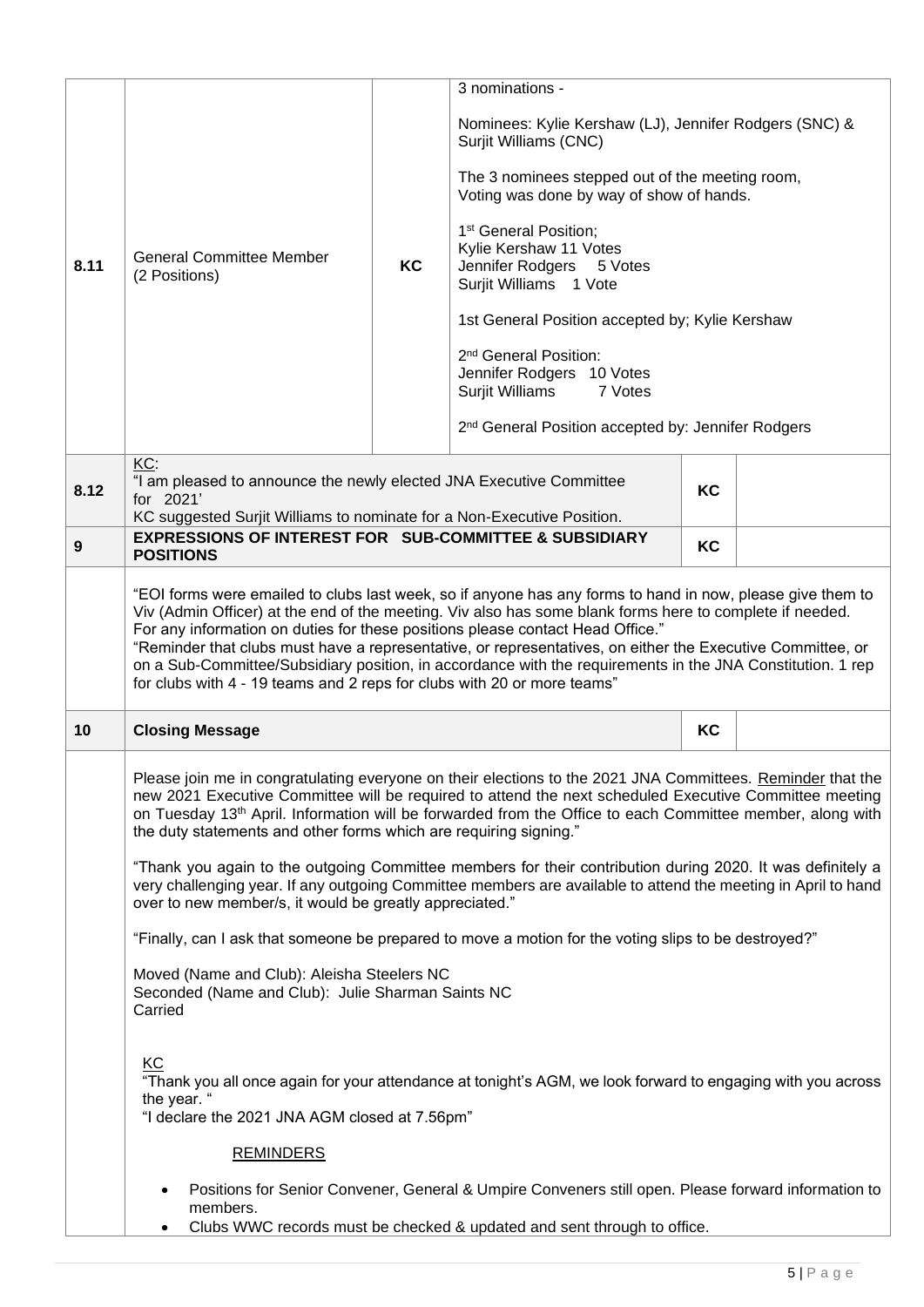| | | | | | |
|---|---|---|---|---|---|
| 8.11 | General Committee Member (2 Positions) | KC | 3 nominations -<br><br>Nominees: Kylie Kershaw (LJ), Jennifer Rodgers (SNC) & Surjit Williams (CNC)<br><br>The 3 nominees stepped out of the meeting room, Voting was done by way of show of hands.<br><br>1st General Position;<br>Kylie Kershaw 11 Votes<br>Jennifer Rodgers 5 Votes<br>Surjit Williams 1 Vote<br><br>1st General Position accepted by; Kylie Kershaw<br><br>2nd General Position:<br>Jennifer Rodgers 10 Votes<br>Surjit Williams 7 Votes<br><br>2nd General Position accepted by: Jennifer Rodgers | | |
| 8.12 | KC:<br>"I am pleased to announce the newly elected JNA Executive Committee for 2021'<br>KC suggested Surjit Williams to nominate for a Non-Executive Position. | | | KC | |
| 9 | **EXPRESSIONS OF INTEREST FOR SUB-COMMITTEE & SUBSIDIARY POSITIONS** | | | KC | |
| | "EOI forms were emailed to clubs last week, so if anyone has any forms to hand in now, please give them to Viv (Admin Officer) at the end of the meeting. Viv also has some blank forms here to complete if needed. For any information on duties for these positions please contact Head Office."<br>"Reminder that clubs must have a representative, or representatives, on either the Executive Committee, or on a Sub-Committee/Subsidiary position, in accordance with the requirements in the JNA Constitution. 1 rep for clubs with 4 - 19 teams and 2 reps for clubs with 20 or more teams" | | | | |
| 10 | **Closing Message** | | | KC | |
| | Please join me in congratulating everyone on their elections to the 2021 JNA Committees. Reminder that the new 2021 Executive Committee will be required to attend the next scheduled Executive Committee meeting on Tuesday 13th April. Information will be forwarded from the Office to each Committee member, along with the duty statements and other forms which are requiring signing."<br><br>"Thank you again to the outgoing Committee members for their contribution during 2020. It was definitely a very challenging year. If any outgoing Committee members are available to attend the meeting in April to hand over to new member/s, it would be greatly appreciated."<br><br>"Finally, can I ask that someone be prepared to move a motion for the voting slips to be destroyed?"<br><br>Moved (Name and Club): Aleisha Steelers NC<br>Seconded (Name and Club): Julie Sharman Saints NC<br>Carried<br><br>KC<br>"Thank you all once again for your attendance at tonight's AGM, we look forward to engaging with you across the year. "<br>"I declare the 2021 JNA AGM closed at 7.56pm"<br><br>REMINDERS<br><br>• Positions for Senior Convener, General & Umpire Conveners still open. Please forward information to members.<br>• Clubs WWC records must be checked & updated and sent through to office. | | | | |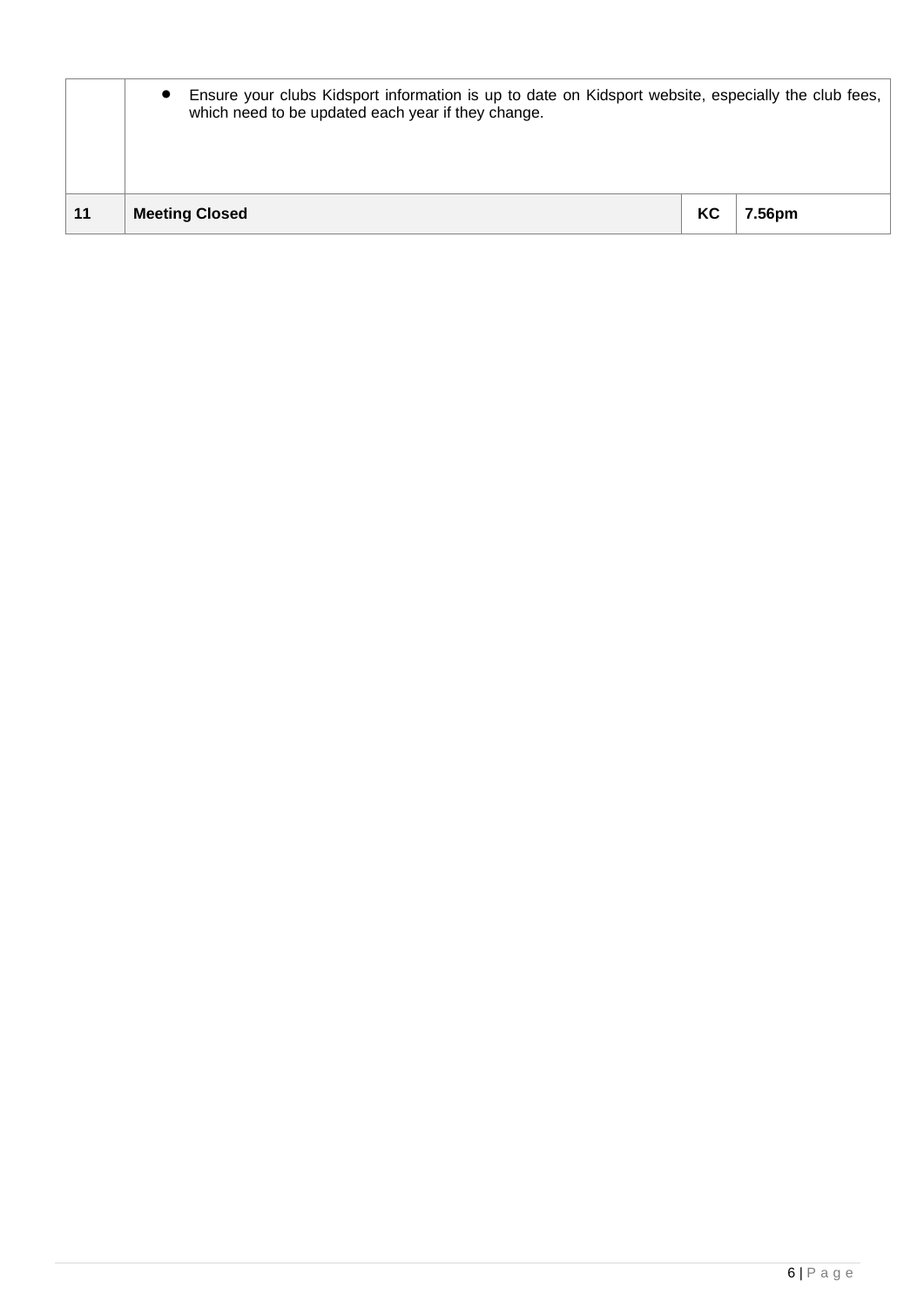| | | | |
|---|---|---|---|
| | • Ensure your clubs Kidsport information is up to date on Kidsport website, especially the club fees, which need to be updated each year if they change. | | |
| **11** | **Meeting Closed** | **KC** | **7.56pm** |